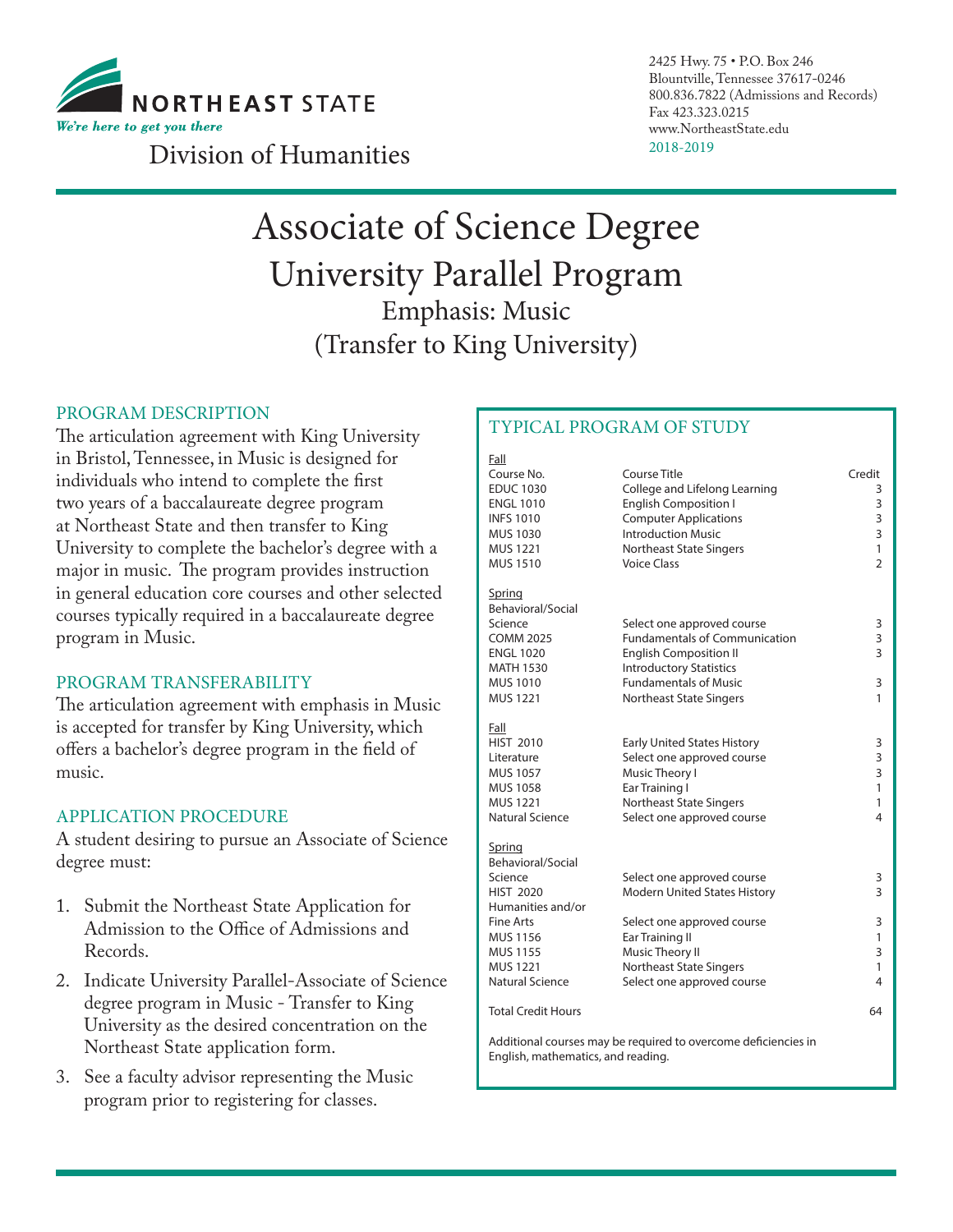NORTHEAST STATE

*We're here to get you there*

Division of Humanities

2425 Hwy. 75 • P.O. Box 246
Blountville, Tennessee 37617-0246
800.836.7822 (Admissions and Records)
Fax 423.323.0215
www.NortheastState.edu
2018-2019

# Associate of Science Degree
## University Parallel Program
### Emphasis: Music
### (Transfer to King University)

## PROGRAM DESCRIPTION

The articulation agreement with King University in Bristol, Tennessee, in Music is designed for individuals who intend to complete the first two years of a baccalaureate degree program at Northeast State and then transfer to King University to complete the bachelor's degree with a major in music. The program provides instruction in general education core courses and other selected courses typically required in a baccalaureate degree program in Music.

## PROGRAM TRANSFERABILITY

The articulation agreement with emphasis in Music is accepted for transfer by King University, which offers a bachelor's degree program in the field of music.

## APPLICATION PROCEDURE

A student desiring to pursue an Associate of Science degree must:

1. Submit the Northeast State Application for Admission to the Office of Admissions and Records.
2. Indicate University Parallel-Associate of Science degree program in Music - Transfer to King University as the desired concentration on the Northeast State application form.
3. See a faculty advisor representing the Music program prior to registering for classes.

## TYPICAL PROGRAM OF STUDY

| Course No. | Course Title | Credit |
|---|---|---|
| **Fall** | | |
| EDUC 1030 | College and Lifelong Learning | 3 |
| ENGL 1010 | English Composition I | 3 |
| INFS 1010 | Computer Applications | 3 |
| MUS 1030 | Introduction Music | 3 |
| MUS 1221 | Northeast State Singers | 1 |
| MUS 1510 | Voice Class | 2 |
| **Spring** | | |
| Behavioral/Social Science | Select one approved course | 3 |
| COMM 2025 | Fundamentals of Communication | 3 |
| ENGL 1020 | English Composition II | 3 |
| MATH 1530 | Introductory Statistics | |
| MUS 1010 | Fundamentals of Music | 3 |
| MUS 1221 | Northeast State Singers | 1 |
| **Fall** | | |
| HIST 2010 | Early United States History | 3 |
| Literature | Select one approved course | 3 |
| MUS 1057 | Music Theory I | 3 |
| MUS 1058 | Ear Training I | 1 |
| MUS 1221 | Northeast State Singers | 1 |
| Natural Science | Select one approved course | 4 |
| **Spring** | | |
| Behavioral/Social Science | Select one approved course | 3 |
| HIST 2020 | Modern United States History | 3 |
| Humanities and/or Fine Arts | Select one approved course | 3 |
| MUS 1156 | Ear Training II | 1 |
| MUS 1155 | Music Theory II | 3 |
| MUS 1221 | Northeast State Singers | 1 |
| Natural Science | Select one approved course | 4 |
| Total Credit Hours | | 64 |

Additional courses may be required to overcome deficiencies in English, mathematics, and reading.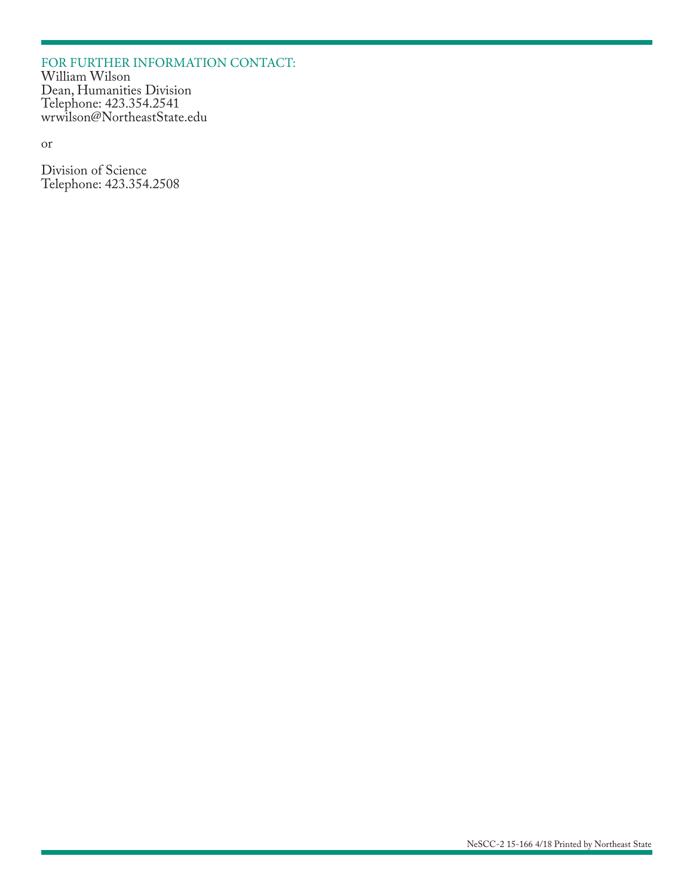FOR FURTHER INFORMATION CONTACT:

William Wilson
Dean, Humanities Division
Telephone: 423.354.2541
wrwilson@NortheastState.edu

or

Division of Science
Telephone: 423.354.2508

NeSCC-2 15-166 4/18 Printed by Northeast State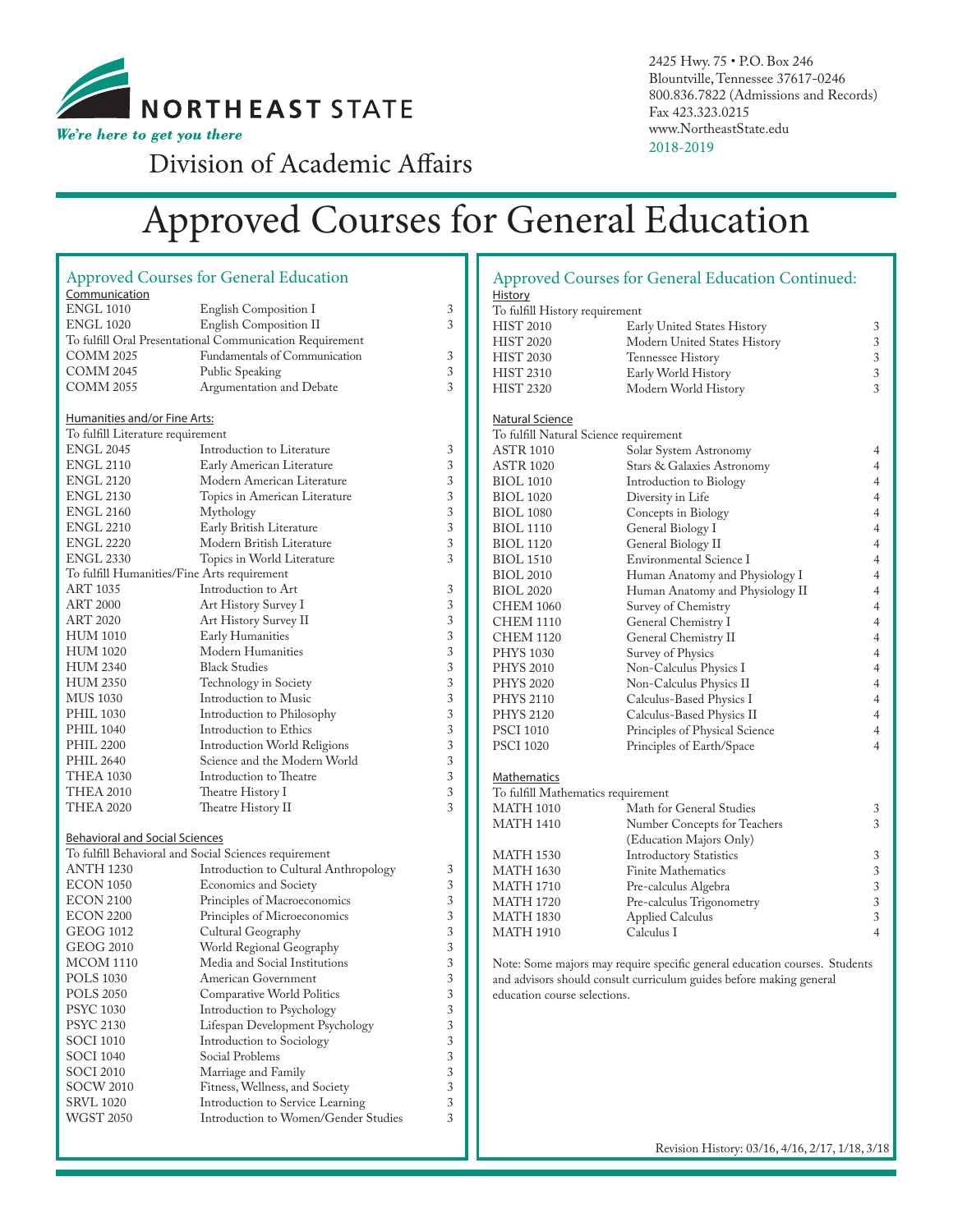NORTHEAST STATE

*We're here to get you there*

Division of Academic Affairs

2425 Hwy. 75 • P.O. Box 246
Blountville, Tennessee 37617-0246
800.836.7822 (Admissions and Records)
Fax 423.323.0215
www.NortheastState.edu
2018-2019

# Approved Courses for General Education

## Approved Courses for General Education

### Communication

| Course | Title | Credits |
|---|---|---|
| ENGL 1010 | English Composition I | 3 |
| ENGL 1020 | English Composition II | 3 |

To fulfill Oral Presentational Communication Requirement

| Course | Title | Credits |
|---|---|---|
| COMM 2025 | Fundamentals of Communication | 3 |
| COMM 2045 | Public Speaking | 3 |
| COMM 2055 | Argumentation and Debate | 3 |

### Humanities and/or Fine Arts:

To fulfill Literature requirement

| Course | Title | Credits |
|---|---|---|
| ENGL 2045 | Introduction to Literature | 3 |
| ENGL 2110 | Early American Literature | 3 |
| ENGL 2120 | Modern American Literature | 3 |
| ENGL 2130 | Topics in American Literature | 3 |
| ENGL 2160 | Mythology | 3 |
| ENGL 2210 | Early British Literature | 3 |
| ENGL 2220 | Modern British Literature | 3 |
| ENGL 2330 | Topics in World Literature | 3 |

To fulfill Humanities/Fine Arts requirement

| Course | Title | Credits |
|---|---|---|
| ART 1035 | Introduction to Art | 3 |
| ART 2000 | Art History Survey I | 3 |
| ART 2020 | Art History Survey II | 3 |
| HUM 1010 | Early Humanities | 3 |
| HUM 1020 | Modern Humanities | 3 |
| HUM 2340 | Black Studies | 3 |
| HUM 2350 | Technology in Society | 3 |
| MUS 1030 | Introduction to Music | 3 |
| PHIL 1030 | Introduction to Philosophy | 3 |
| PHIL 1040 | Introduction to Ethics | 3 |
| PHIL 2200 | Introduction World Religions | 3 |
| PHIL 2640 | Science and the Modern World | 3 |
| THEA 1030 | Introduction to Theatre | 3 |
| THEA 2010 | Theatre History I | 3 |
| THEA 2020 | Theatre History II | 3 |

### Behavioral and Social Sciences

To fulfill Behavioral and Social Sciences requirement

| Course | Title | Credits |
|---|---|---|
| ANTH 1230 | Introduction to Cultural Anthropology | 3 |
| ECON 1050 | Economics and Society | 3 |
| ECON 2100 | Principles of Macroeconomics | 3 |
| ECON 2200 | Principles of Microeconomics | 3 |
| GEOG 1012 | Cultural Geography | 3 |
| GEOG 2010 | World Regional Geography | 3 |
| MCOM 1110 | Media and Social Institutions | 3 |
| POLS 1030 | American Government | 3 |
| POLS 2050 | Comparative World Politics | 3 |
| PSYC 1030 | Introduction to Psychology | 3 |
| PSYC 2130 | Lifespan Development Psychology | 3 |
| SOCI 1010 | Introduction to Sociology | 3 |
| SOCI 1040 | Social Problems | 3 |
| SOCI 2010 | Marriage and Family | 3 |
| SOCW 2010 | Fitness, Wellness, and Society | 3 |
| SRVL 1020 | Introduction to Service Learning | 3 |
| WGST 2050 | Introduction to Women/Gender Studies | 3 |

## Approved Courses for General Education Continued:

### History

To fulfill History requirement

| Course | Title | Credits |
|---|---|---|
| HIST 2010 | Early United States History | 3 |
| HIST 2020 | Modern United States History | 3 |
| HIST 2030 | Tennessee History | 3 |
| HIST 2310 | Early World History | 3 |
| HIST 2320 | Modern World History | 3 |

### Natural Science

To fulfill Natural Science requirement

| Course | Title | Credits |
|---|---|---|
| ASTR 1010 | Solar System Astronomy | 4 |
| ASTR 1020 | Stars & Galaxies Astronomy | 4 |
| BIOL 1010 | Introduction to Biology | 4 |
| BIOL 1020 | Diversity in Life | 4 |
| BIOL 1080 | Concepts in Biology | 4 |
| BIOL 1110 | General Biology I | 4 |
| BIOL 1120 | General Biology II | 4 |
| BIOL 1510 | Environmental Science I | 4 |
| BIOL 2010 | Human Anatomy and Physiology I | 4 |
| BIOL 2020 | Human Anatomy and Physiology II | 4 |
| CHEM 1060 | Survey of Chemistry | 4 |
| CHEM 1110 | General Chemistry I | 4 |
| CHEM 1120 | General Chemistry II | 4 |
| PHYS 1030 | Survey of Physics | 4 |
| PHYS 2010 | Non-Calculus Physics I | 4 |
| PHYS 2020 | Non-Calculus Physics II | 4 |
| PHYS 2110 | Calculus-Based Physics I | 4 |
| PHYS 2120 | Calculus-Based Physics II | 4 |
| PSCI 1010 | Principles of Physical Science | 4 |
| PSCI 1020 | Principles of Earth/Space | 4 |

### Mathematics

To fulfill Mathematics requirement

| Course | Title | Credits |
|---|---|---|
| MATH 1010 | Math for General Studies | 3 |
| MATH 1410 | Number Concepts for Teachers (Education Majors Only) | 3 |
| MATH 1530 | Introductory Statistics | 3 |
| MATH 1630 | Finite Mathematics | 3 |
| MATH 1710 | Pre-calculus Algebra | 3 |
| MATH 1720 | Pre-calculus Trigonometry | 3 |
| MATH 1830 | Applied Calculus | 3 |
| MATH 1910 | Calculus I | 4 |

Note: Some majors may require specific general education courses. Students and advisors should consult curriculum guides before making general education course selections.

Revision History: 03/16, 4/16, 2/17, 1/18, 3/18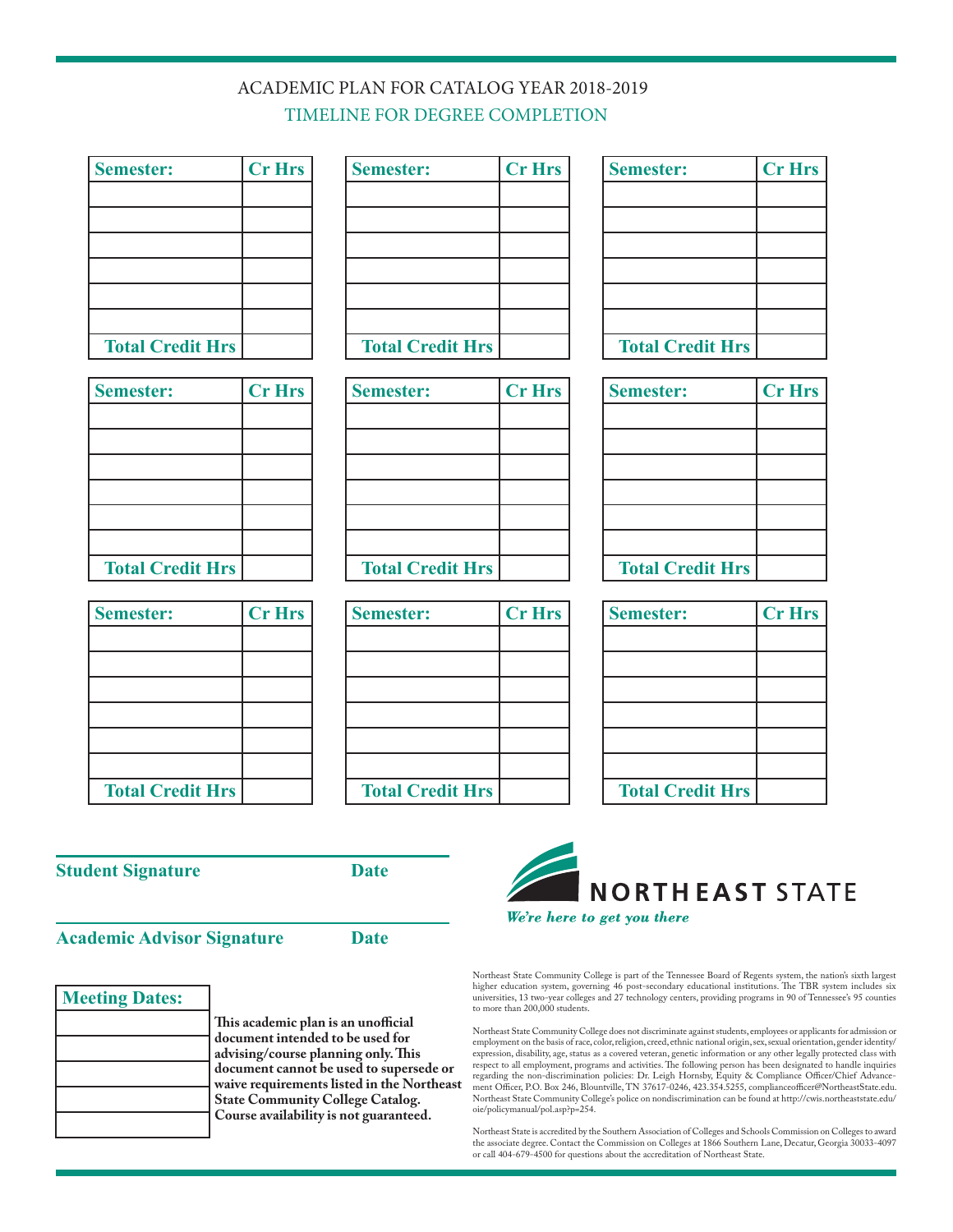# ACADEMIC PLAN FOR CATALOG YEAR 2018-2019

## TIMELINE FOR DEGREE COMPLETION

| Semester: | Cr Hrs |
|---|---|
| | |
| | |
| | |
| | |
| | |
| | |
| Total Credit Hrs | |

| Semester: | Cr Hrs |
|---|---|
| | |
| | |
| | |
| | |
| | |
| | |
| Total Credit Hrs | |

| Semester: | Cr Hrs |
|---|---|
| | |
| | |
| | |
| | |
| | |
| | |
| Total Credit Hrs | |

| Semester: | Cr Hrs |
|---|---|
| | |
| | |
| | |
| | |
| | |
| | |
| Total Credit Hrs | |

| Semester: | Cr Hrs |
|---|---|
| | |
| | |
| | |
| | |
| | |
| | |
| Total Credit Hrs | |

| Semester: | Cr Hrs |
|---|---|
| | |
| | |
| | |
| | |
| | |
| | |
| Total Credit Hrs | |

| Semester: | Cr Hrs |
|---|---|
| | |
| | |
| | |
| | |
| | |
| | |
| Total Credit Hrs | |

| Semester: | Cr Hrs |
|---|---|
| | |
| | |
| | |
| | |
| | |
| | |
| Total Credit Hrs | |

| Semester: | Cr Hrs |
|---|---|
| | |
| | |
| | |
| | |
| | |
| | |
| Total Credit Hrs | |

**Student Signature** **Date**

**Academic Advisor Signature** **Date**

| Meeting Dates: |
|---|
| |
| |
| |
| |
| |

**This academic plan is an unofficial document intended to be used for advising/course planning only. This document cannot be used to supersede or waive requirements listed in the Northeast State Community College Catalog. Course availability is not guaranteed.**

NORTHEAST STATE

*We're here to get you there*

Northeast State Community College is part of the Tennessee Board of Regents system, the nation's sixth largest higher education system, governing 46 post-secondary educational institutions. The TBR system includes six universities, 13 two-year colleges and 27 technology centers, providing programs in 90 of Tennessee's 95 counties to more than 200,000 students.

Northeast State Community College does not discriminate against students, employees or applicants for admission or employment on the basis of race, color, religion, creed, ethnic national origin, sex, sexual orientation, gender identity/expression, disability, age, status as a covered veteran, genetic information or any other legally protected class with respect to all employment, programs and activities. The following person has been designated to handle inquiries regarding the non-discrimination policies: Dr. Leigh Hornsby, Equity & Compliance Officer/Chief Advancement Officer, P.O. Box 246, Blountville, TN 37617-0246, 423.354.5255, complianceofficer@NortheastState.edu. Northeast State Community College's police on nondiscrimination can be found at http://cwis.northeaststate.edu/oie/policymanual/pol.asp?p=254.

Northeast State is accredited by the Southern Association of Colleges and Schools Commission on Colleges to award the associate degree. Contact the Commission on Colleges at 1866 Southern Lane, Decatur, Georgia 30033-4097 or call 404-679-4500 for questions about the accreditation of Northeast State.